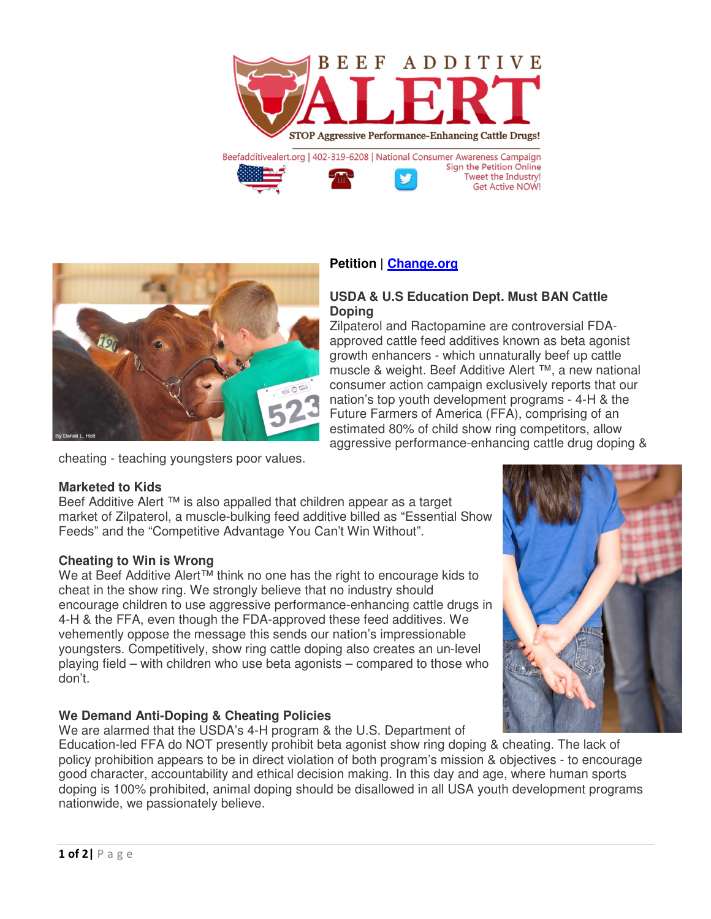# BEEF ADDITIVE ALERT

STOP Aggressive Performance-Enhancing Cattle Drugs!

Beefadditivealert.org | 402-319-6208 | National Consumer Awareness Campaign

Sign the Petition Online
Tweet the Industry!
Get Active NOW!

By Daniel L. Holt

**Petition** | **[Change.org](Change.org)**

### USDA & U.S Education Dept. Must BAN Cattle Doping

Zilpaterol and Ractopamine are controversial FDA-approved cattle feed additives known as beta agonist growth enhancers - which unnaturally beef up cattle muscle & weight. Beef Additive Alert ™, a new national consumer action campaign exclusively reports that our nation's top youth development programs - 4-H & the Future Farmers of America (FFA), comprising of an estimated 80% of child show ring competitors, allow aggressive performance-enhancing cattle drug doping & cheating - teaching youngsters poor values.

### Marketed to Kids

Beef Additive Alert ™ is also appalled that children appear as a target market of Zilpaterol, a muscle-bulking feed additive billed as "Essential Show Feeds" and the "Competitive Advantage You Can't Win Without".

### Cheating to Win is Wrong

We at Beef Additive Alert™ think no one has the right to encourage kids to cheat in the show ring. We strongly believe that no industry should encourage children to use aggressive performance-enhancing cattle drugs in 4-H & the FFA, even though the FDA-approved these feed additives. We vehemently oppose the message this sends our nation's impressionable youngsters. Competitively, show ring cattle doping also creates an un-level playing field – with children who use beta agonists – compared to those who don't.

### We Demand Anti-Doping & Cheating Policies

We are alarmed that the USDA's 4-H program & the U.S. Department of Education-led FFA do NOT presently prohibit beta agonist show ring doping & cheating. The lack of policy prohibition appears to be in direct violation of both program's mission & objectives - to encourage good character, accountability and ethical decision making. In this day and age, where human sports doping is 100% prohibited, animal doping should be disallowed in all USA youth development programs nationwide, we passionately believe.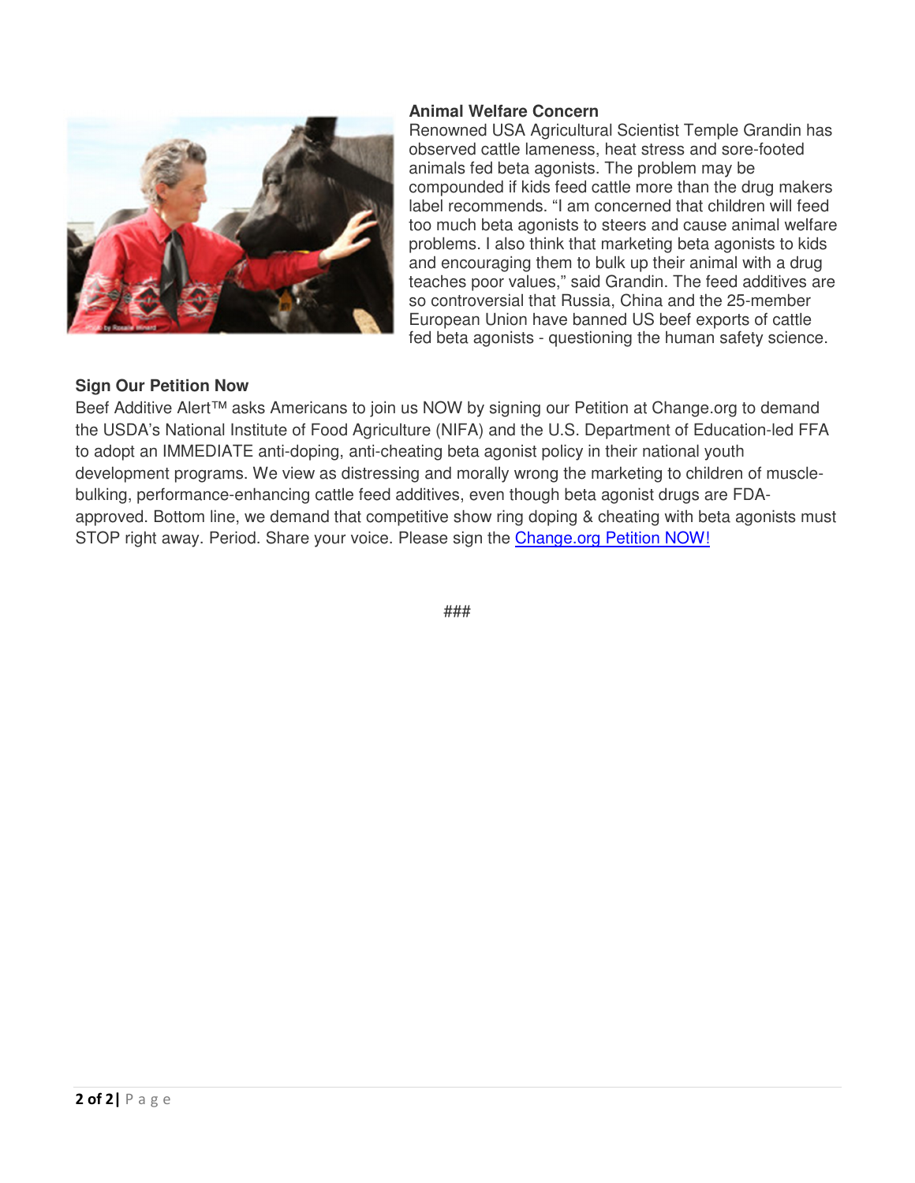**Animal Welfare Concern**

Renowned USA Agricultural Scientist Temple Grandin has observed cattle lameness, heat stress and sore-footed animals fed beta agonists. The problem may be compounded if kids feed cattle more than the drug makers label recommends. "I am concerned that children will feed too much beta agonists to steers and cause animal welfare problems. I also think that marketing beta agonists to kids and encouraging them to bulk up their animal with a drug teaches poor values," said Grandin. The feed additives are so controversial that Russia, China and the 25-member European Union have banned US beef exports of cattle fed beta agonists - questioning the human safety science.

**Sign Our Petition Now**

Beef Additive Alert™ asks Americans to join us NOW by signing our Petition at Change.org to demand the USDA's National Institute of Food Agriculture (NIFA) and the U.S. Department of Education-led FFA to adopt an IMMEDIATE anti-doping, anti-cheating beta agonist policy in their national youth development programs. We view as distressing and morally wrong the marketing to children of muscle-bulking, performance-enhancing cattle feed additives, even though beta agonist drugs are FDA-approved. Bottom line, we demand that competitive show ring doping & cheating with beta agonists must STOP right away. Period. Share your voice. Please sign the Change.org Petition NOW!

###